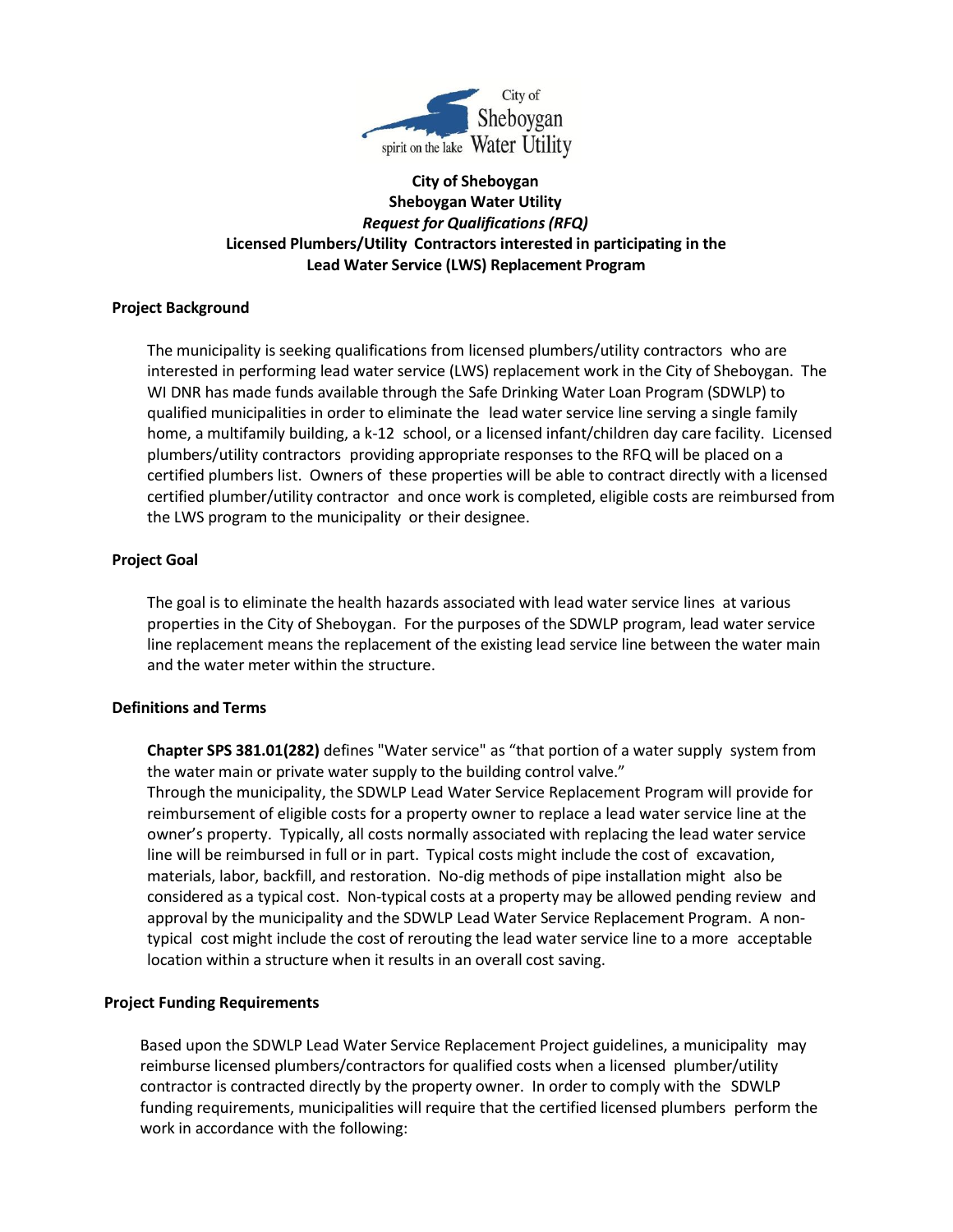City of Sheboygan
Sheboygan
spirit on the lake Water Utility

**City of Sheboygan**
**Sheboygan Water Utility**
***Request for Qualifications (RFQ)***
**Licensed Plumbers/Utility Contractors interested in participating in the Lead Water Service (LWS) Replacement Program**

## Project Background

The municipality is seeking qualifications from licensed plumbers/utility contractors who are interested in performing lead water service (LWS) replacement work in the City of Sheboygan. The WI DNR has made funds available through the Safe Drinking Water Loan Program (SDWLP) to qualified municipalities in order to eliminate the lead water service line serving a single family home, a multifamily building, a k-12 school, or a licensed infant/children day care facility. Licensed plumbers/utility contractors providing appropriate responses to the RFQ will be placed on a certified plumbers list. Owners of these properties will be able to contract directly with a licensed certified plumber/utility contractor and once work is completed, eligible costs are reimbursed from the LWS program to the municipality or their designee.

## Project Goal

The goal is to eliminate the health hazards associated with lead water service lines at various properties in the City of Sheboygan. For the purposes of the SDWLP program, lead water service line replacement means the replacement of the existing lead service line between the water main and the water meter within the structure.

## Definitions and Terms

**Chapter SPS 381.01(282)** defines "Water service" as "that portion of a water supply system from the water main or private water supply to the building control valve."
Through the municipality, the SDWLP Lead Water Service Replacement Program will provide for reimbursement of eligible costs for a property owner to replace a lead water service line at the owner's property. Typically, all costs normally associated with replacing the lead water service line will be reimbursed in full or in part. Typical costs might include the cost of excavation, materials, labor, backfill, and restoration. No-dig methods of pipe installation might also be considered as a typical cost. Non-typical costs at a property may be allowed pending review and approval by the municipality and the SDWLP Lead Water Service Replacement Program. A non-typical cost might include the cost of rerouting the lead water service line to a more acceptable location within a structure when it results in an overall cost saving.

## Project Funding Requirements

Based upon the SDWLP Lead Water Service Replacement Project guidelines, a municipality may reimburse licensed plumbers/contractors for qualified costs when a licensed plumber/utility contractor is contracted directly by the property owner. In order to comply with the SDWLP funding requirements, municipalities will require that the certified licensed plumbers perform the work in accordance with the following: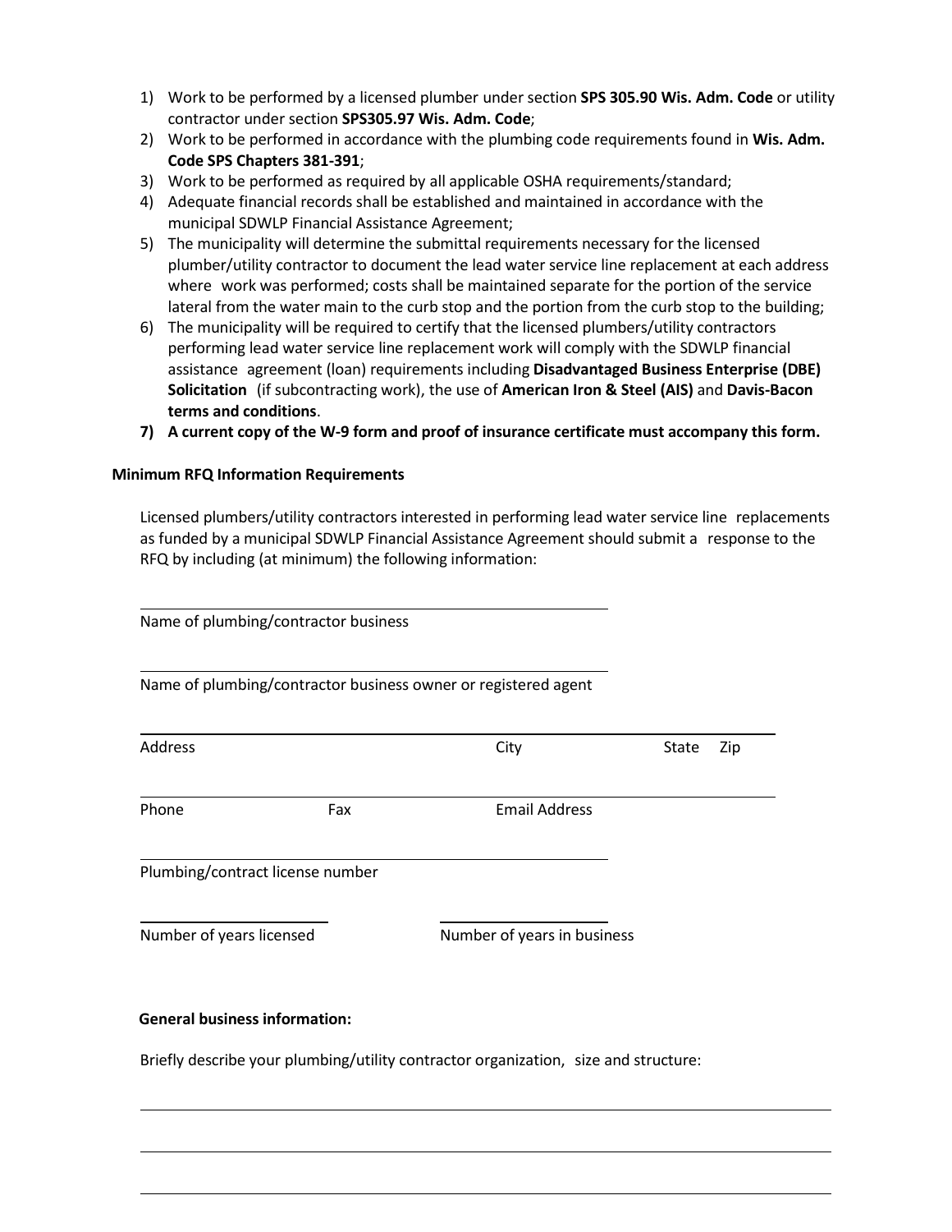1) Work to be performed by a licensed plumber under section **SPS 305.90 Wis. Adm. Code** or utility contractor under section **SPS305.97 Wis. Adm. Code**;
2) Work to be performed in accordance with the plumbing code requirements found in **Wis. Adm. Code SPS Chapters 381-391**;
3) Work to be performed as required by all applicable OSHA requirements/standard;
4) Adequate financial records shall be established and maintained in accordance with the municipal SDWLP Financial Assistance Agreement;
5) The municipality will determine the submittal requirements necessary for the licensed plumber/utility contractor to document the lead water service line replacement at each address where work was performed; costs shall be maintained separate for the portion of the service lateral from the water main to the curb stop and the portion from the curb stop to the building;
6) The municipality will be required to certify that the licensed plumbers/utility contractors performing lead water service line replacement work will comply with the SDWLP financial assistance agreement (loan) requirements including **Disadvantaged Business Enterprise (DBE) Solicitation** (if subcontracting work), the use of **American Iron & Steel (AIS)** and **Davis-Bacon terms and conditions**.
7) **A current copy of the W-9 form and proof of insurance certificate must accompany this form.**

**Minimum RFQ Information Requirements**

Licensed plumbers/utility contractors interested in performing lead water service line replacements as funded by a municipal SDWLP Financial Assistance Agreement should submit a response to the RFQ by including (at minimum) the following information:

\_\_\_\_\_\_\_\_\_\_\_\_\_\_\_\_\_\_\_\_\_\_\_\_\_\_\_\_\_\_\_\_\_\_\_\_\_\_\_\_\_\_\_\_\_\_\_\_\_\_\_\_
Name of plumbing/contractor business

\_\_\_\_\_\_\_\_\_\_\_\_\_\_\_\_\_\_\_\_\_\_\_\_\_\_\_\_\_\_\_\_\_\_\_\_\_\_\_\_\_\_\_\_\_\_\_\_\_\_\_\_
Name of plumbing/contractor business owner or registered agent

\_\_\_\_\_\_\_\_\_\_\_\_\_\_\_\_\_\_\_\_\_\_\_\_\_\_\_\_\_\_\_\_\_\_\_\_\_\_\_\_\_\_\_\_\_\_\_\_\_\_\_\_\_\_\_\_\_\_\_\_\_\_\_\_\_\_\_\_
Address City State Zip

\_\_\_\_\_\_\_\_\_\_\_\_\_\_\_\_\_\_\_\_\_\_\_\_\_\_\_\_\_\_\_\_\_\_\_\_\_\_\_\_\_\_\_\_\_\_\_\_\_\_\_\_\_\_\_\_\_\_\_\_\_\_\_\_\_\_\_\_
Phone Fax Email Address

\_\_\_\_\_\_\_\_\_\_\_\_\_\_\_\_\_\_\_\_\_\_\_\_\_\_\_\_\_\_\_\_\_\_\_\_\_\_\_\_\_\_\_\_\_\_\_\_\_\_\_\_
Plumbing/contract license number

\_\_\_\_\_\_\_\_\_\_\_\_\_\_\_\_\_\_\_\_ \_\_\_\_\_\_\_\_\_\_\_\_\_\_\_\_\_\_\_\_
Number of years licensed Number of years in business

**General business information:**

Briefly describe your plumbing/utility contractor organization, size and structure:

\_\_\_\_\_\_\_\_\_\_\_\_\_\_\_\_\_\_\_\_\_\_\_\_\_\_\_\_\_\_\_\_\_\_\_\_\_\_\_\_\_\_\_\_\_\_\_\_\_\_\_\_\_\_\_\_\_\_\_\_\_\_\_\_\_\_\_\_\_\_\_\_\_\_\_\_

\_\_\_\_\_\_\_\_\_\_\_\_\_\_\_\_\_\_\_\_\_\_\_\_\_\_\_\_\_\_\_\_\_\_\_\_\_\_\_\_\_\_\_\_\_\_\_\_\_\_\_\_\_\_\_\_\_\_\_\_\_\_\_\_\_\_\_\_\_\_\_\_\_\_\_\_

\_\_\_\_\_\_\_\_\_\_\_\_\_\_\_\_\_\_\_\_\_\_\_\_\_\_\_\_\_\_\_\_\_\_\_\_\_\_\_\_\_\_\_\_\_\_\_\_\_\_\_\_\_\_\_\_\_\_\_\_\_\_\_\_\_\_\_\_\_\_\_\_\_\_\_\_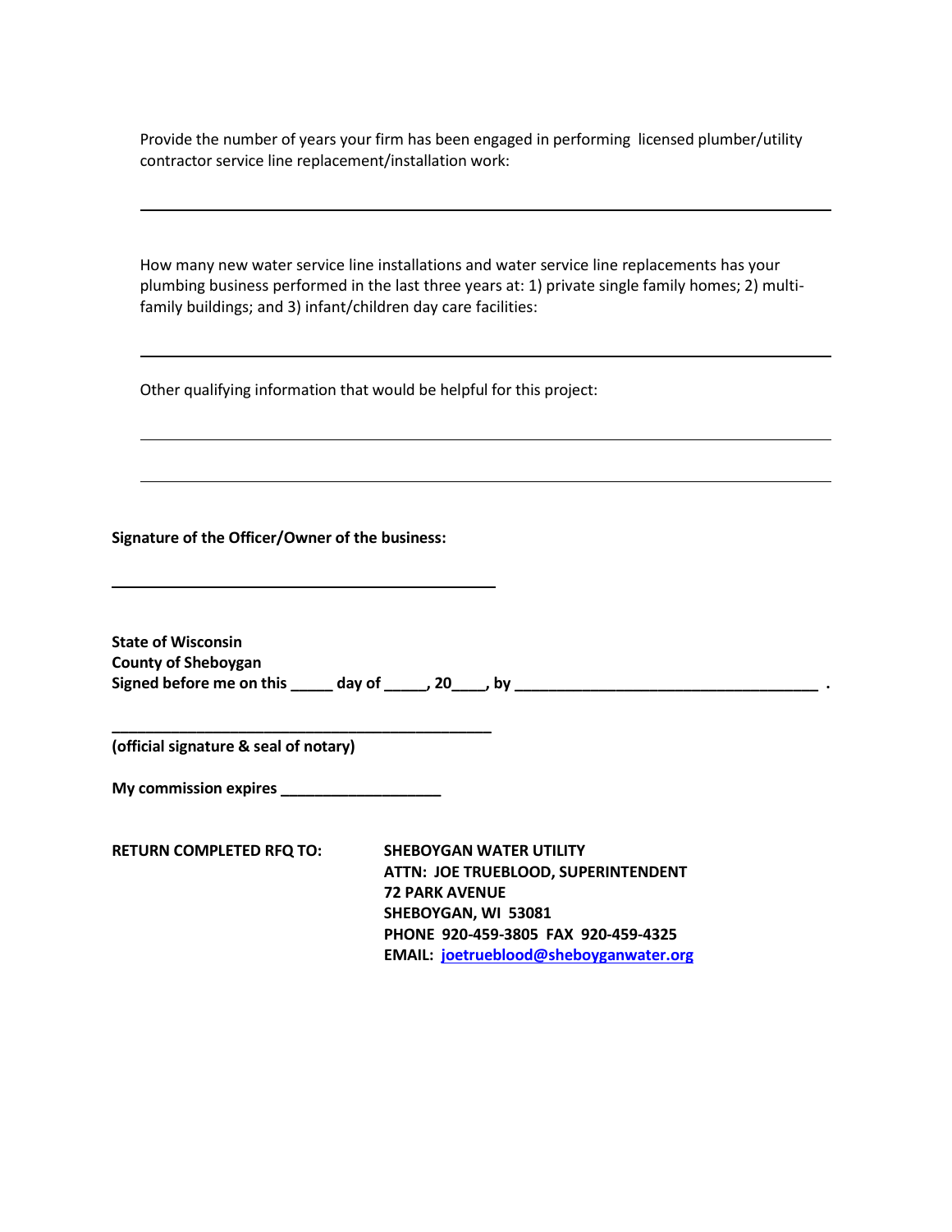Provide the number of years your firm has been engaged in performing licensed plumber/utility contractor service line replacement/installation work:

______________________________________________________________________________

How many new water service line installations and water service line replacements has your plumbing business performed in the last three years at: 1) private single family homes; 2) multi-family buildings; and 3) infant/children day care facilities:

______________________________________________________________________________

Other qualifying information that would be helpful for this project:

______________________________________________________________________________

______________________________________________________________________________

**Signature of the Officer/Owner of the business:**

_______________________________________

**State of Wisconsin**
**County of Sheboygan**
**Signed before me on this _____ day of _____, 20____, by ____________________________________ .**

_______________________________________
**(official signature & seal of notary)**

**My commission expires ___________________**

**RETURN COMPLETED RFQ TO:**

**SHEBOYGAN WATER UTILITY**
**ATTN: JOE TRUEBLOOD, SUPERINTENDENT**
**72 PARK AVENUE**
**SHEBOYGAN, WI 53081**
**PHONE 920-459-3805 FAX 920-459-4325**
**EMAIL: joetrueblood@sheboyganwater.org**